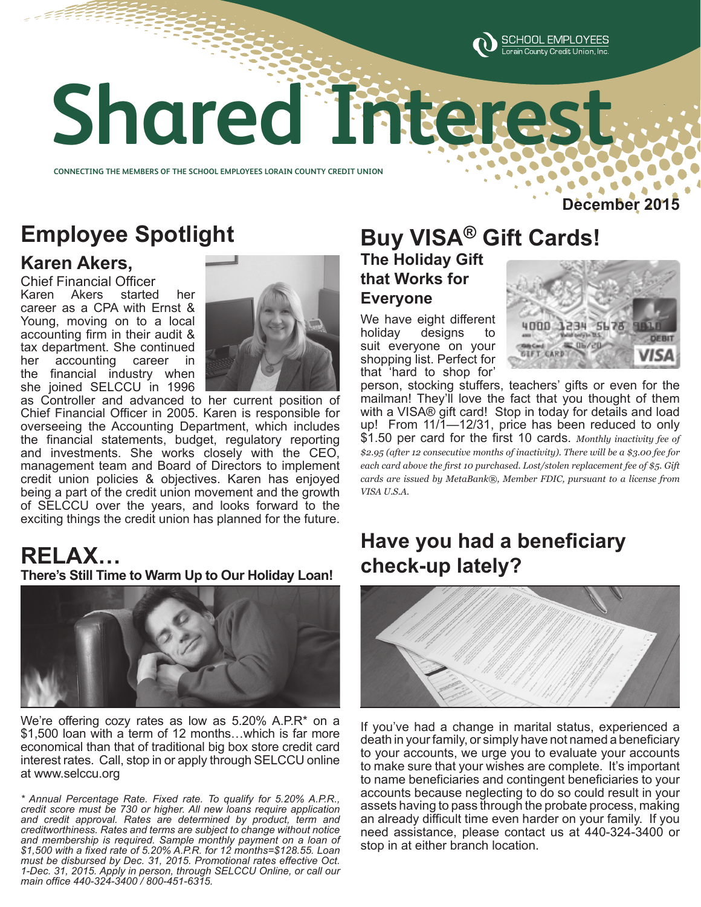# Shared Interest

CONNECTING THE MEMBERS OF THE SCHOOL EMPLOYEES LORAIN COUNTY CREDIT UNION

SCHOOL EMPLOYEES
Lorain County Credit Union, Inc.

**December 2015**

## Employee Spotlight

### Karen Akers,

Chief Financial Officer

Karen Akers started her career as a CPA with Ernst & Young, moving on to a local accounting firm in their audit & tax department. She continued her accounting career in the financial industry when she joined SELCCU in 1996 as Controller and advanced to her current position of Chief Financial Officer in 2005. Karen is responsible for overseeing the Accounting Department, which includes the financial statements, budget, regulatory reporting and investments. She works closely with the CEO, management team and Board of Directors to implement credit union policies & objectives. Karen has enjoyed being a part of the credit union movement and the growth of SELCCU over the years, and looks forward to the exciting things the credit union has planned for the future.

## RELAX…

**There's Still Time to Warm Up to Our Holiday Loan!**

We're offering cozy rates as low as 5.20% A.P.R* on a $1,500 loan with a term of 12 months…which is far more economical than that of traditional big box store credit card interest rates. Call, stop in or apply through SELCCU online at www.selccu.org

*\* Annual Percentage Rate. Fixed rate. To qualify for 5.20% A.P.R., credit score must be 730 or higher. All new loans require application and credit approval. Rates are determined by product, term and creditworthiness. Rates and terms are subject to change without notice and membership is required. Sample monthly payment on a loan of $1,500 with a fixed rate of 5.20% A.P.R. for 12 months=$128.55. Loan must be disbursed by Dec. 31, 2015. Promotional rates effective Oct. 1-Dec. 31, 2015. Apply in person, through SELCCU Online, or call our main office 440-324-3400 / 800-451-6315.*

## Buy VISA® Gift Cards!

### The Holiday Gift that Works for Everyone

We have eight different holiday designs to suit everyone on your shopping list. Perfect for that 'hard to shop for' person, stocking stuffers, teachers' gifts or even for the mailman! They'll love the fact that you thought of them with a VISA® gift card! Stop in today for details and load up! From 11/1—12/31, price has been reduced to only $1.50 per card for the first 10 cards. *Monthly inactivity fee of $2.95 (after 12 consecutive months of inactivity). There will be a $3.00 fee for each card above the first 10 purchased. Lost/stolen replacement fee of $5. Gift cards are issued by MetaBank®, Member FDIC, pursuant to a license from VISA U.S.A.*

## Have you had a beneficiary check-up lately?

If you've had a change in marital status, experienced a death in your family, or simply have not named a beneficiary to your accounts, we urge you to evaluate your accounts to make sure that your wishes are complete. It's important to name beneficiaries and contingent beneficiaries to your accounts because neglecting to do so could result in your assets having to pass through the probate process, making an already difficult time even harder on your family. If you need assistance, please contact us at 440-324-3400 or stop in at either branch location.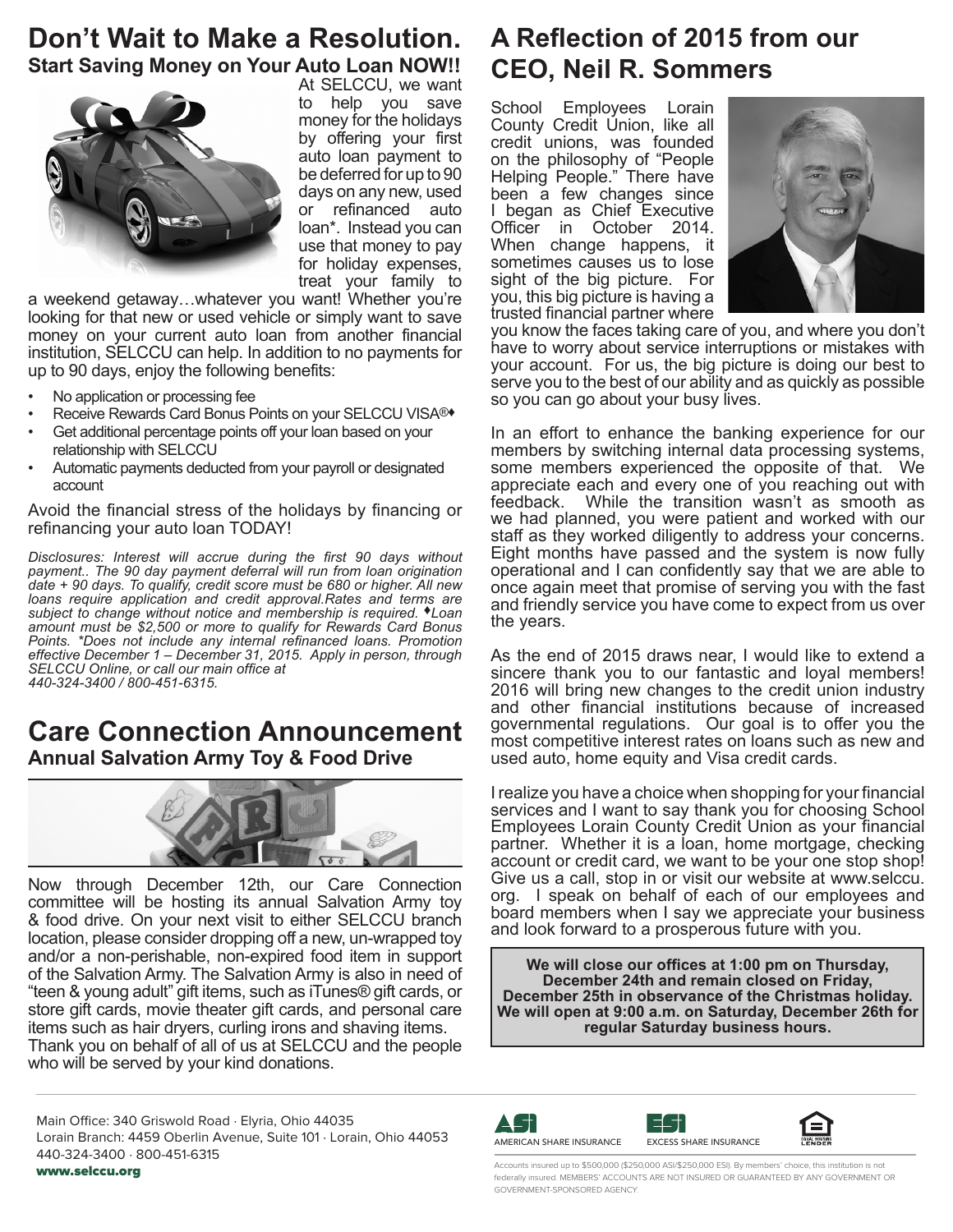# Don't Wait to Make a Resolution.

### Start Saving Money on Your Auto Loan NOW!!

At SELCCU, we want to help you save money for the holidays by offering your first auto loan payment to be deferred for up to 90 days on any new, used or refinanced auto loan*. Instead you can use that money to pay for holiday expenses, treat your family to a weekend getaway…whatever you want! Whether you're looking for that new or used vehicle or simply want to save money on your current auto loan from another financial institution, SELCCU can help. In addition to no payments for up to 90 days, enjoy the following benefits:

- No application or processing fee
- Receive Rewards Card Bonus Points on your SELCCU VISA®♦
- Get additional percentage points off your loan based on your relationship with SELCCU
- Automatic payments deducted from your payroll or designated account

Avoid the financial stress of the holidays by financing or refinancing your auto loan TODAY!

*Disclosures: Interest will accrue during the first 90 days without payment.. The 90 day payment deferral will run from loan origination date + 90 days. To qualify, credit score must be 680 or higher. All new loans require application and credit approval.Rates and terms are subject to change without notice and membership is required. ♦Loan amount must be $2,500 or more to qualify for Rewards Card Bonus Points. *Does not include any internal refinanced loans. Promotion effective December 1 – December 31, 2015. Apply in person, through SELCCU Online, or call our main office at 440-324-3400 / 800-451-6315.*

# Care Connection Announcement

### Annual Salvation Army Toy & Food Drive

Now through December 12th, our Care Connection committee will be hosting its annual Salvation Army toy & food drive. On your next visit to either SELCCU branch location, please consider dropping off a new, un-wrapped toy and/or a non-perishable, non-expired food item in support of the Salvation Army. The Salvation Army is also in need of "teen & young adult" gift items, such as iTunes® gift cards, or store gift cards, movie theater gift cards, and personal care items such as hair dryers, curling irons and shaving items. Thank you on behalf of all of us at SELCCU and the people who will be served by your kind donations.

# A Reflection of 2015 from our CEO, Neil R. Sommers

School Employees Lorain County Credit Union, like all credit unions, was founded on the philosophy of "People Helping People." There have been a few changes since I began as Chief Executive Officer in October 2014. When change happens, it sometimes causes us to lose sight of the big picture. For you, this big picture is having a trusted financial partner where you know the faces taking care of you, and where you don't have to worry about service interruptions or mistakes with your account. For us, the big picture is doing our best to serve you to the best of our ability and as quickly as possible so you can go about your busy lives.

In an effort to enhance the banking experience for our members by switching internal data processing systems, some members experienced the opposite of that. We appreciate each and every one of you reaching out with feedback. While the transition wasn't as smooth as we had planned, you were patient and worked with our staff as they worked diligently to address your concerns. Eight months have passed and the system is now fully operational and I can confidently say that we are able to once again meet that promise of serving you with the fast and friendly service you have come to expect from us over the years.

As the end of 2015 draws near, I would like to extend a sincere thank you to our fantastic and loyal members! 2016 will bring new changes to the credit union industry and other financial institutions because of increased governmental regulations. Our goal is to offer you the most competitive interest rates on loans such as new and used auto, home equity and Visa credit cards.

I realize you have a choice when shopping for your financial services and I want to say thank you for choosing School Employees Lorain County Credit Union as your financial partner. Whether it is a loan, home mortgage, checking account or credit card, we want to be your one stop shop! Give us a call, stop in or visit our website at www.selccu.org. I speak on behalf of each of our employees and board members when I say we appreciate your business and look forward to a prosperous future with you.

**We will close our offices at 1:00 pm on Thursday, December 24th and remain closed on Friday, December 25th in observance of the Christmas holiday. We will open at 9:00 a.m. on Saturday, December 26th for regular Saturday business hours.**

---

Main Office: 340 Griswold Road · Elyria, Ohio 44035
Lorain Branch: 4459 Oberlin Avenue, Suite 101 · Lorain, Ohio 44053
440-324-3400 · 800-451-6315
**www.selccu.org**

AMERICAN SHARE INSURANCE · EXCESS SHARE INSURANCE · EQUAL HOUSING LENDER

Accounts insured up to $500,000 ($250,000 ASI/$250,000 ESI). By members' choice, this institution is not federally insured. MEMBERS' ACCOUNTS ARE NOT INSURED OR GUARANTEED BY ANY GOVERNMENT OR GOVERNMENT-SPONSORED AGENCY.